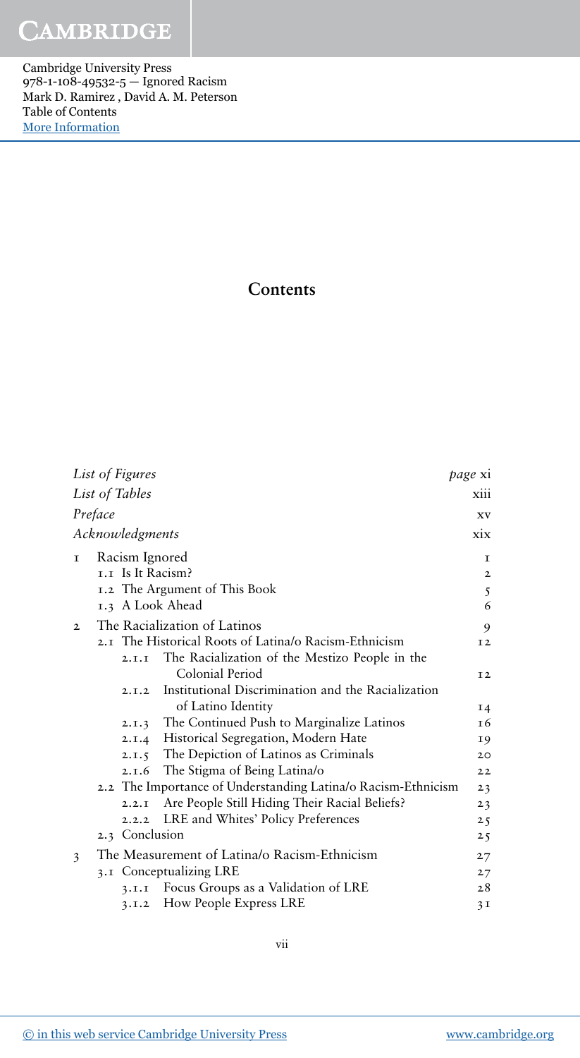# Contents

| | |
|---|---|
| *List of Figures* | *page* xi |
| *List of Tables* | xiii |
| *Preface* | xv |
| *Acknowledgments* | xix |
| 1 Racism Ignored | 1 |
| 1.1 Is It Racism? | 2 |
| 1.2 The Argument of This Book | 5 |
| 1.3 A Look Ahead | 6 |
| 2 The Racialization of Latinos | 9 |
| 2.1 The Historical Roots of Latina/o Racism-Ethnicism | 12 |
| 2.1.1 The Racialization of the Mestizo People in the Colonial Period | 12 |
| 2.1.2 Institutional Discrimination and the Racialization of Latino Identity | 14 |
| 2.1.3 The Continued Push to Marginalize Latinos | 16 |
| 2.1.4 Historical Segregation, Modern Hate | 19 |
| 2.1.5 The Depiction of Latinos as Criminals | 20 |
| 2.1.6 The Stigma of Being Latina/o | 22 |
| 2.2 The Importance of Understanding Latina/o Racism-Ethnicism | 23 |
| 2.2.1 Are People Still Hiding Their Racial Beliefs? | 23 |
| 2.2.2 LRE and Whites' Policy Preferences | 25 |
| 2.3 Conclusion | 25 |
| 3 The Measurement of Latina/o Racism-Ethnicism | 27 |
| 3.1 Conceptualizing LRE | 27 |
| 3.1.1 Focus Groups as a Validation of LRE | 28 |
| 3.1.2 How People Express LRE | 31 |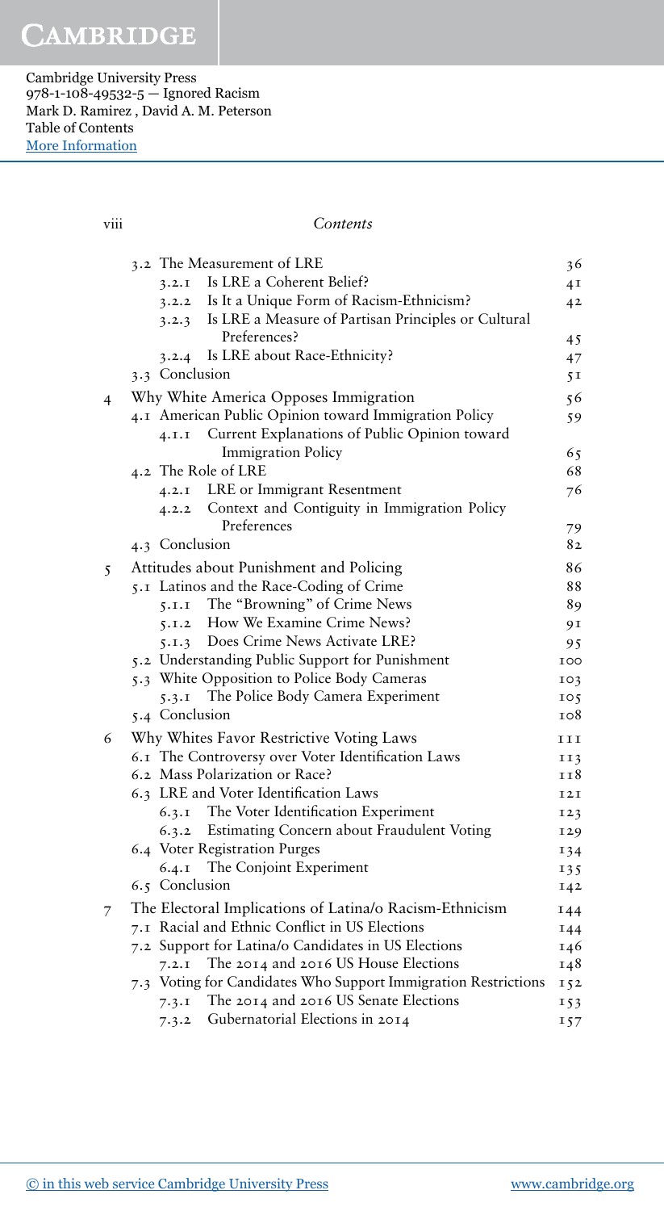| | | |
|---|---|---|
| | 3.2 The Measurement of LRE | 36 |
| | 3.2.1 Is LRE a Coherent Belief? | 41 |
| | 3.2.2 Is It a Unique Form of Racism-Ethnicism? | 42 |
| | 3.2.3 Is LRE a Measure of Partisan Principles or Cultural Preferences? | 45 |
| | 3.2.4 Is LRE about Race-Ethnicity? | 47 |
| | 3.3 Conclusion | 51 |
| 4 | Why White America Opposes Immigration | 56 |
| | 4.1 American Public Opinion toward Immigration Policy | 59 |
| | 4.1.1 Current Explanations of Public Opinion toward Immigration Policy | 65 |
| | 4.2 The Role of LRE | 68 |
| | 4.2.1 LRE or Immigrant Resentment | 76 |
| | 4.2.2 Context and Contiguity in Immigration Policy Preferences | 79 |
| | 4.3 Conclusion | 82 |
| 5 | Attitudes about Punishment and Policing | 86 |
| | 5.1 Latinos and the Race-Coding of Crime | 88 |
| | 5.1.1 The "Browning" of Crime News | 89 |
| | 5.1.2 How We Examine Crime News? | 91 |
| | 5.1.3 Does Crime News Activate LRE? | 95 |
| | 5.2 Understanding Public Support for Punishment | 100 |
| | 5.3 White Opposition to Police Body Cameras | 103 |
| | 5.3.1 The Police Body Camera Experiment | 105 |
| | 5.4 Conclusion | 108 |
| 6 | Why Whites Favor Restrictive Voting Laws | 111 |
| | 6.1 The Controversy over Voter Identification Laws | 113 |
| | 6.2 Mass Polarization or Race? | 118 |
| | 6.3 LRE and Voter Identification Laws | 121 |
| | 6.3.1 The Voter Identification Experiment | 123 |
| | 6.3.2 Estimating Concern about Fraudulent Voting | 129 |
| | 6.4 Voter Registration Purges | 134 |
| | 6.4.1 The Conjoint Experiment | 135 |
| | 6.5 Conclusion | 142 |
| 7 | The Electoral Implications of Latina/o Racism-Ethnicism | 144 |
| | 7.1 Racial and Ethnic Conflict in US Elections | 144 |
| | 7.2 Support for Latina/o Candidates in US Elections | 146 |
| | 7.2.1 The 2014 and 2016 US House Elections | 148 |
| | 7.3 Voting for Candidates Who Support Immigration Restrictions | 152 |
| | 7.3.1 The 2014 and 2016 US Senate Elections | 153 |
| | 7.3.2 Gubernatorial Elections in 2014 | 157 |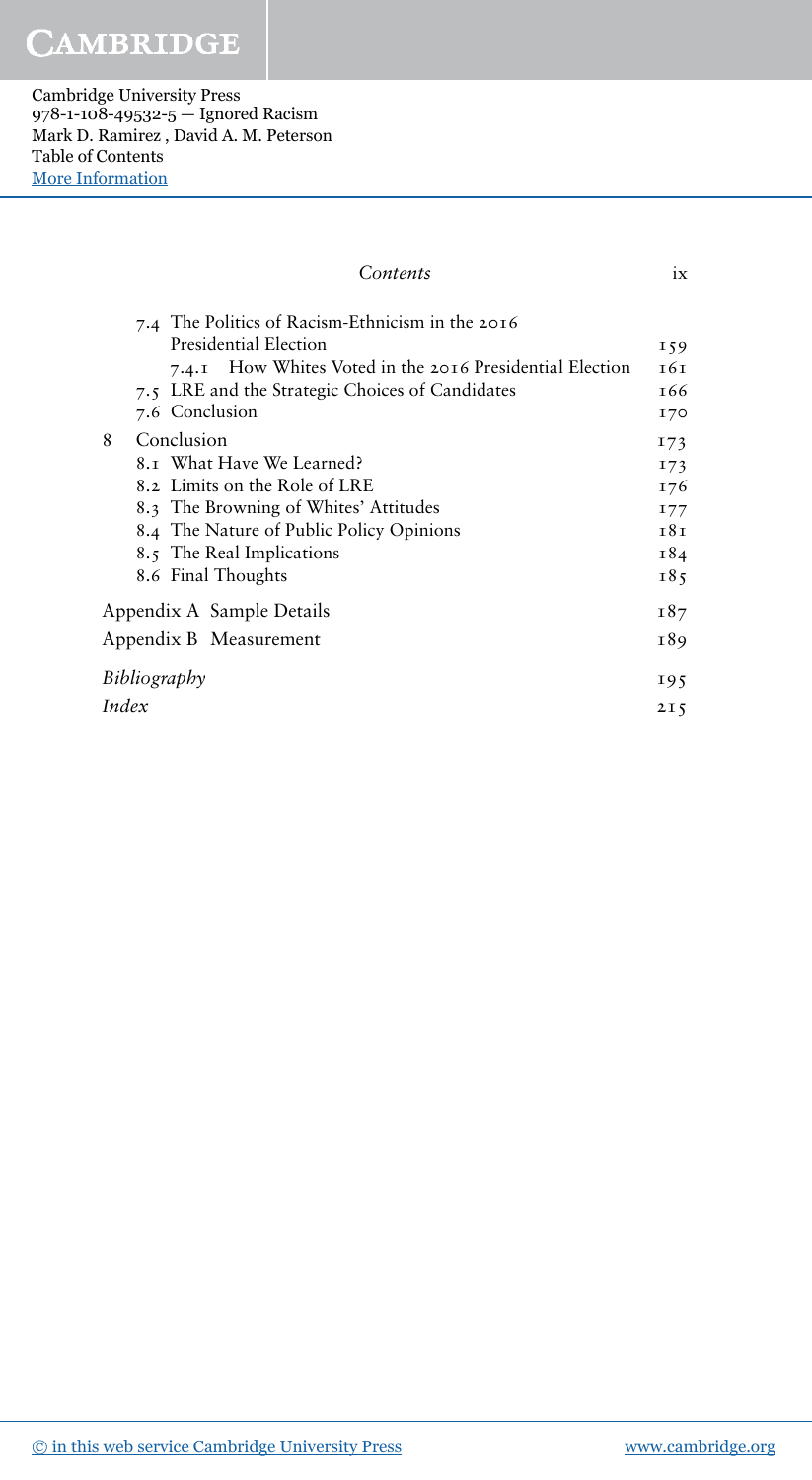| | |
|---|---|
| 7.4 The Politics of Racism-Ethnicism in the 2016 Presidential Election | 159 |
| 7.4.1 How Whites Voted in the 2016 Presidential Election | 161 |
| 7.5 LRE and the Strategic Choices of Candidates | 166 |
| 7.6 Conclusion | 170 |
| 8 Conclusion | 173 |
| 8.1 What Have We Learned? | 173 |
| 8.2 Limits on the Role of LRE | 176 |
| 8.3 The Browning of Whites' Attitudes | 177 |
| 8.4 The Nature of Public Policy Opinions | 181 |
| 8.5 The Real Implications | 184 |
| 8.6 Final Thoughts | 185 |
| Appendix A Sample Details | 187 |
| Appendix B Measurement | 189 |
| *Bibliography* | 195 |
| *Index* | 215 |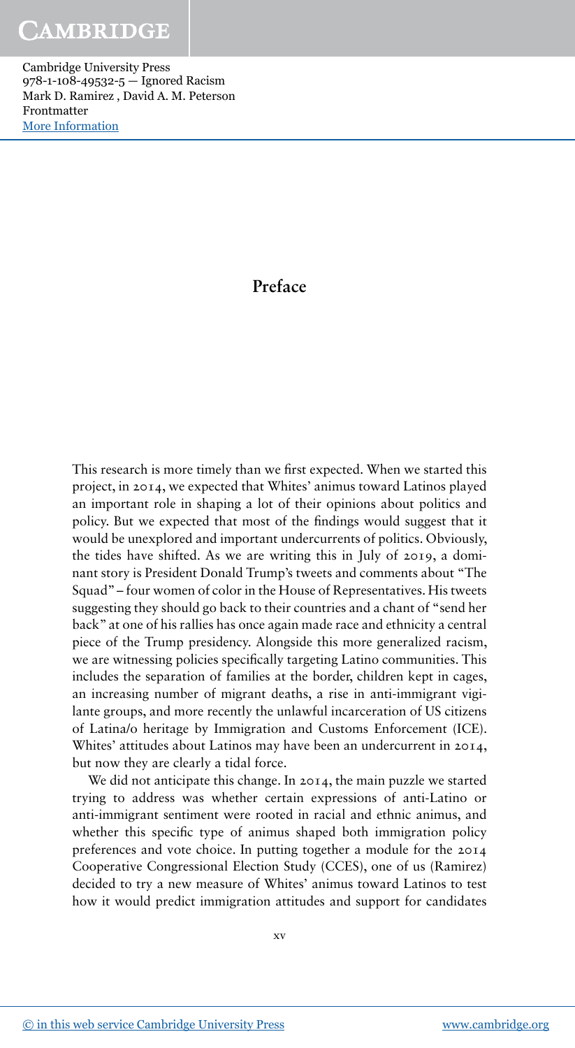# Preface

This research is more timely than we first expected. When we started this project, in 2014, we expected that Whites' animus toward Latinos played an important role in shaping a lot of their opinions about politics and policy. But we expected that most of the findings would suggest that it would be unexplored and important undercurrents of politics. Obviously, the tides have shifted. As we are writing this in July of 2019, a dominant story is President Donald Trump's tweets and comments about "The Squad" – four women of color in the House of Representatives. His tweets suggesting they should go back to their countries and a chant of "send her back" at one of his rallies has once again made race and ethnicity a central piece of the Trump presidency. Alongside this more generalized racism, we are witnessing policies specifically targeting Latino communities. This includes the separation of families at the border, children kept in cages, an increasing number of migrant deaths, a rise in anti-immigrant vigilante groups, and more recently the unlawful incarceration of US citizens of Latina/o heritage by Immigration and Customs Enforcement (ICE). Whites' attitudes about Latinos may have been an undercurrent in 2014, but now they are clearly a tidal force.

We did not anticipate this change. In 2014, the main puzzle we started trying to address was whether certain expressions of anti-Latino or anti-immigrant sentiment were rooted in racial and ethnic animus, and whether this specific type of animus shaped both immigration policy preferences and vote choice. In putting together a module for the 2014 Cooperative Congressional Election Study (CCES), one of us (Ramirez) decided to try a new measure of Whites' animus toward Latinos to test how it would predict immigration attitudes and support for candidates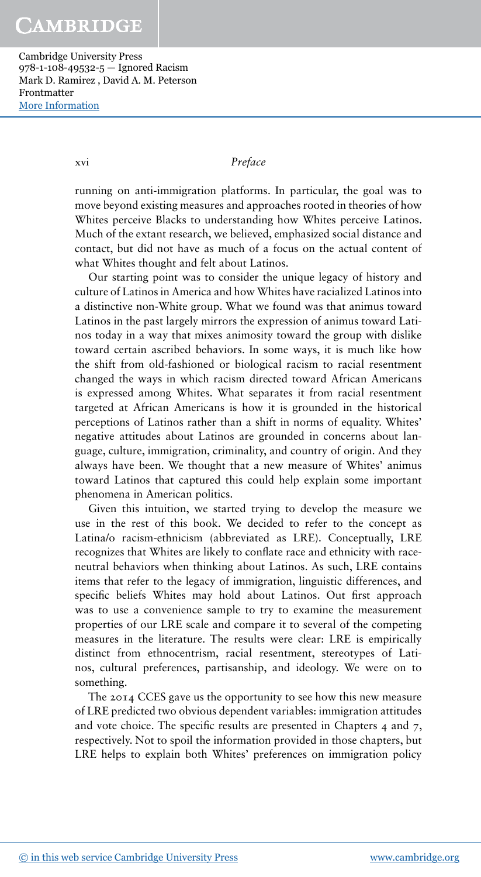running on anti-immigration platforms. In particular, the goal was to move beyond existing measures and approaches rooted in theories of how Whites perceive Blacks to understanding how Whites perceive Latinos. Much of the extant research, we believed, emphasized social distance and contact, but did not have as much of a focus on the actual content of what Whites thought and felt about Latinos.

Our starting point was to consider the unique legacy of history and culture of Latinos in America and how Whites have racialized Latinos into a distinctive non-White group. What we found was that animus toward Latinos in the past largely mirrors the expression of animus toward Latinos today in a way that mixes animosity toward the group with dislike toward certain ascribed behaviors. In some ways, it is much like how the shift from old-fashioned or biological racism to racial resentment changed the ways in which racism directed toward African Americans is expressed among Whites. What separates it from racial resentment targeted at African Americans is how it is grounded in the historical perceptions of Latinos rather than a shift in norms of equality. Whites' negative attitudes about Latinos are grounded in concerns about language, culture, immigration, criminality, and country of origin. And they always have been. We thought that a new measure of Whites' animus toward Latinos that captured this could help explain some important phenomena in American politics.

Given this intuition, we started trying to develop the measure we use in the rest of this book. We decided to refer to the concept as Latina/o racism-ethnicism (abbreviated as LRE). Conceptually, LRE recognizes that Whites are likely to conflate race and ethnicity with race-neutral behaviors when thinking about Latinos. As such, LRE contains items that refer to the legacy of immigration, linguistic differences, and specific beliefs Whites may hold about Latinos. Out first approach was to use a convenience sample to try to examine the measurement properties of our LRE scale and compare it to several of the competing measures in the literature. The results were clear: LRE is empirically distinct from ethnocentrism, racial resentment, stereotypes of Latinos, cultural preferences, partisanship, and ideology. We were on to something.

The 2014 CCES gave us the opportunity to see how this new measure of LRE predicted two obvious dependent variables: immigration attitudes and vote choice. The specific results are presented in Chapters 4 and 7, respectively. Not to spoil the information provided in those chapters, but LRE helps to explain both Whites' preferences on immigration policy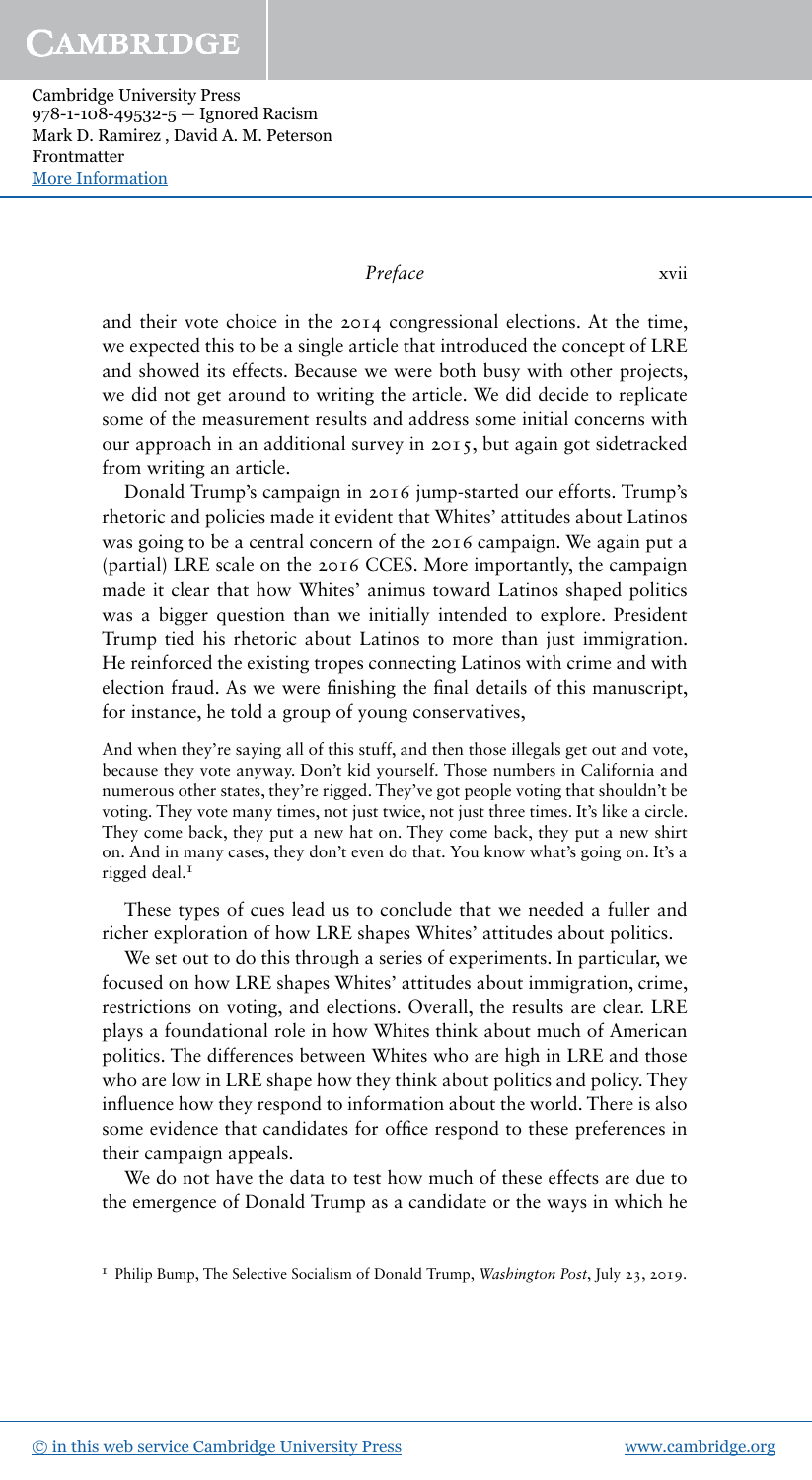and their vote choice in the 2014 congressional elections. At the time, we expected this to be a single article that introduced the concept of LRE and showed its effects. Because we were both busy with other projects, we did not get around to writing the article. We did decide to replicate some of the measurement results and address some initial concerns with our approach in an additional survey in 2015, but again got sidetracked from writing an article.

Donald Trump's campaign in 2016 jump-started our efforts. Trump's rhetoric and policies made it evident that Whites' attitudes about Latinos was going to be a central concern of the 2016 campaign. We again put a (partial) LRE scale on the 2016 CCES. More importantly, the campaign made it clear that how Whites' animus toward Latinos shaped politics was a bigger question than we initially intended to explore. President Trump tied his rhetoric about Latinos to more than just immigration. He reinforced the existing tropes connecting Latinos with crime and with election fraud. As we were finishing the final details of this manuscript, for instance, he told a group of young conservatives,

> And when they're saying all of this stuff, and then those illegals get out and vote, because they vote anyway. Don't kid yourself. Those numbers in California and numerous other states, they're rigged. They've got people voting that shouldn't be voting. They vote many times, not just twice, not just three times. It's like a circle. They come back, they put a new hat on. They come back, they put a new shirt on. And in many cases, they don't even do that. You know what's going on. It's a rigged deal.[1]

These types of cues lead us to conclude that we needed a fuller and richer exploration of how LRE shapes Whites' attitudes about politics.

We set out to do this through a series of experiments. In particular, we focused on how LRE shapes Whites' attitudes about immigration, crime, restrictions on voting, and elections. Overall, the results are clear. LRE plays a foundational role in how Whites think about much of American politics. The differences between Whites who are high in LRE and those who are low in LRE shape how they think about politics and policy. They influence how they respond to information about the world. There is also some evidence that candidates for office respond to these preferences in their campaign appeals.

We do not have the data to test how much of these effects are due to the emergence of Donald Trump as a candidate or the ways in which he

[1] Philip Bump, The Selective Socialism of Donald Trump, *Washington Post*, July 23, 2019.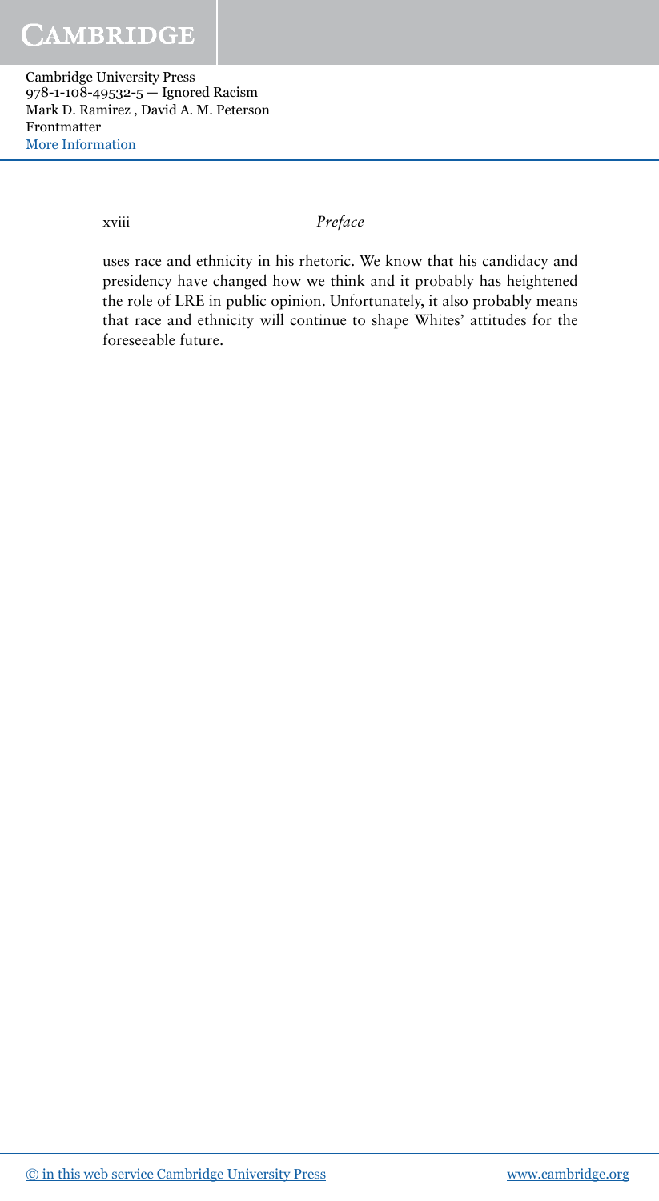uses race and ethnicity in his rhetoric. We know that his candidacy and presidency have changed how we think and it probably has heightened the role of LRE in public opinion. Unfortunately, it also probably means that race and ethnicity will continue to shape Whites' attitudes for the foreseeable future.